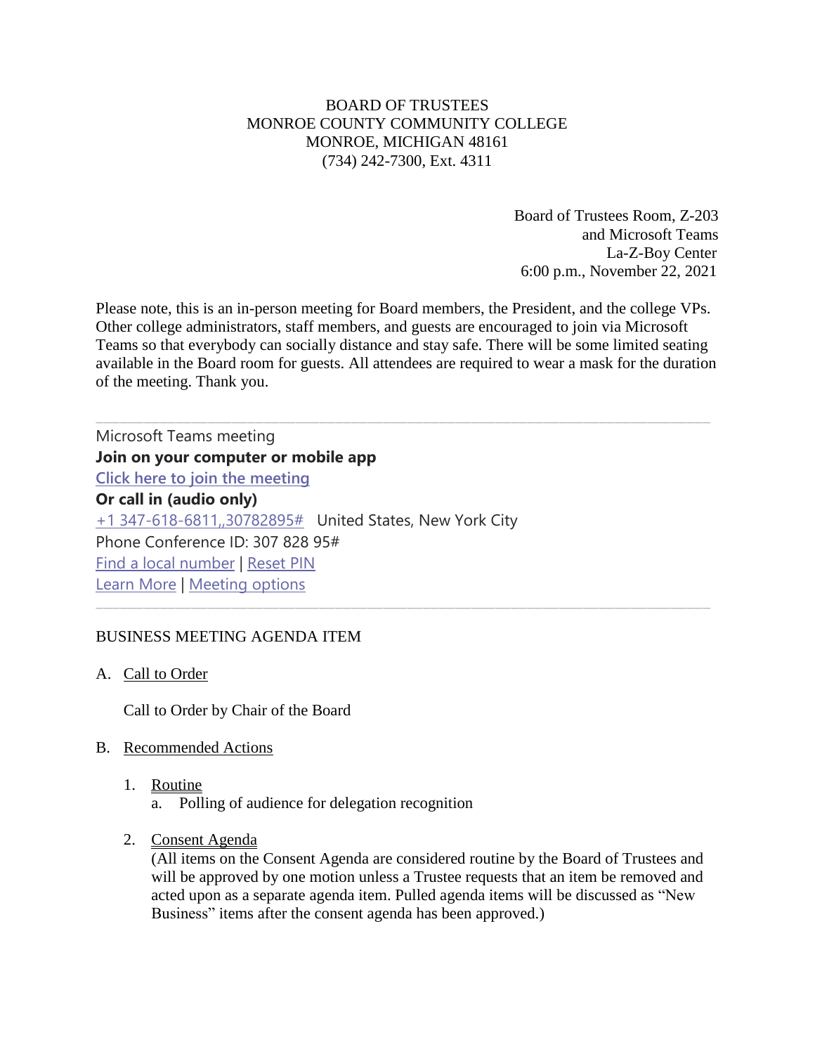BOARD OF TRUSTEES
MONROE COUNTY COMMUNITY COLLEGE
MONROE, MICHIGAN 48161
(734) 242-7300, Ext. 4311

Board of Trustees Room, Z-203
and Microsoft Teams
La-Z-Boy Center
6:00 p.m., November 22, 2021

Please note, this is an in-person meeting for Board members, the President, and the college VPs. Other college administrators, staff members, and guests are encouraged to join via Microsoft Teams so that everybody can socially distance and stay safe. There will be some limited seating available in the Board room for guests. All attendees are required to wear a mask for the duration of the meeting. Thank you.

---

Microsoft Teams meeting

**Join on your computer or mobile app**

Click here to join the meeting

**Or call in (audio only)**

+1 347-618-6811,,30782895#   United States, New York City

Phone Conference ID: 307 828 95#

Find a local number | Reset PIN

Learn More | Meeting options

---

BUSINESS MEETING AGENDA ITEM

A. Call to Order

Call to Order by Chair of the Board

B. Recommended Actions

1. Routine
   a. Polling of audience for delegation recognition

2. Consent Agenda
   (All items on the Consent Agenda are considered routine by the Board of Trustees and will be approved by one motion unless a Trustee requests that an item be removed and acted upon as a separate agenda item. Pulled agenda items will be discussed as "New Business" items after the consent agenda has been approved.)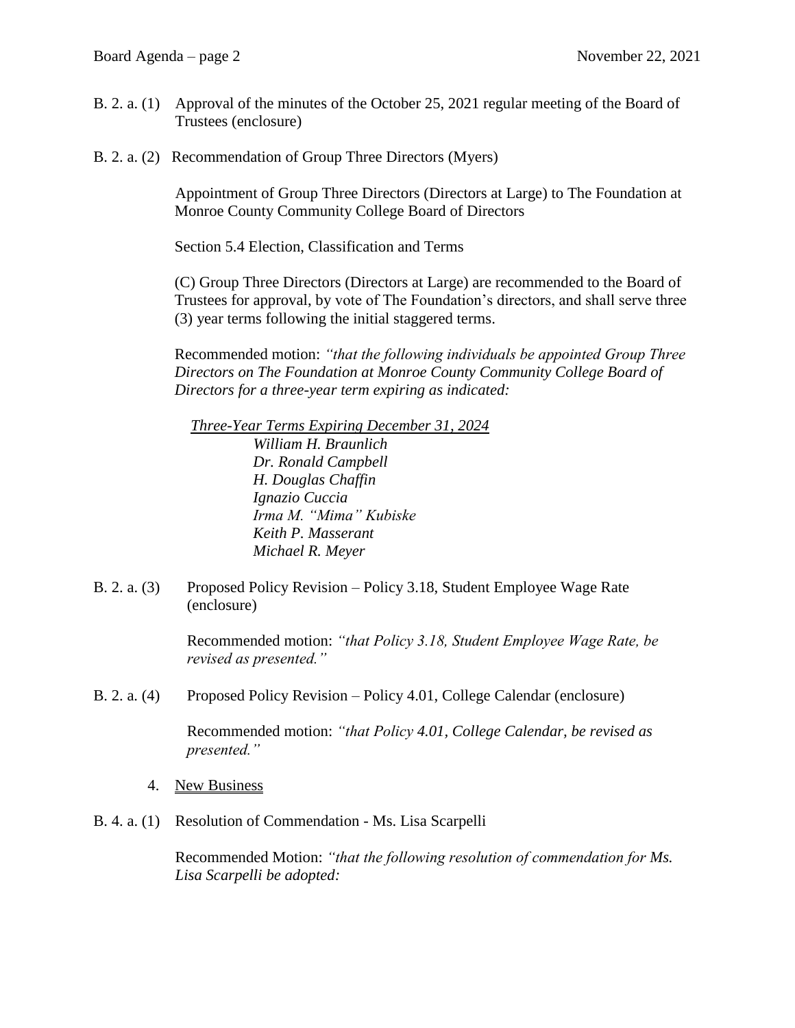B. 2. a. (1) Approval of the minutes of the October 25, 2021 regular meeting of the Board of Trustees (enclosure)

B. 2. a. (2) Recommendation of Group Three Directors (Myers)

Appointment of Group Three Directors (Directors at Large) to The Foundation at Monroe County Community College Board of Directors

Section 5.4 Election, Classification and Terms

(C) Group Three Directors (Directors at Large) are recommended to the Board of Trustees for approval, by vote of The Foundation's directors, and shall serve three (3) year terms following the initial staggered terms.

Recommended motion: *"that the following individuals be appointed Group Three Directors on The Foundation at Monroe County Community College Board of Directors for a three-year term expiring as indicated:*

*Three-Year Terms Expiring December 31, 2024*

*William H. Braunlich*
*Dr. Ronald Campbell*
*H. Douglas Chaffin*
*Ignazio Cuccia*
*Irma M. "Mima" Kubiske*
*Keith P. Masserant*
*Michael R. Meyer*

B. 2. a. (3) Proposed Policy Revision – Policy 3.18, Student Employee Wage Rate (enclosure)

Recommended motion: *"that Policy 3.18, Student Employee Wage Rate, be revised as presented."*

B. 2. a. (4) Proposed Policy Revision – Policy 4.01, College Calendar (enclosure)

Recommended motion: *"that Policy 4.01, College Calendar, be revised as presented."*

4. New Business

B. 4. a. (1) Resolution of Commendation - Ms. Lisa Scarpelli

Recommended Motion: *"that the following resolution of commendation for Ms. Lisa Scarpelli be adopted:*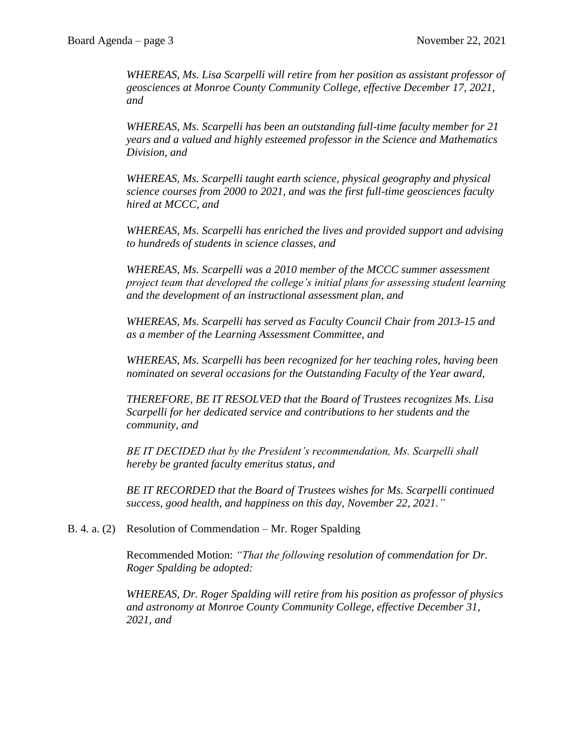*WHEREAS, Ms. Lisa Scarpelli will retire from her position as assistant professor of geosciences at Monroe County Community College, effective December 17, 2021, and*

*WHEREAS, Ms. Scarpelli has been an outstanding full-time faculty member for 21 years and a valued and highly esteemed professor in the Science and Mathematics Division, and*

*WHEREAS, Ms. Scarpelli taught earth science, physical geography and physical science courses from 2000 to 2021, and was the first full-time geosciences faculty hired at MCCC, and*

*WHEREAS, Ms. Scarpelli has enriched the lives and provided support and advising to hundreds of students in science classes, and*

*WHEREAS, Ms. Scarpelli was a 2010 member of the MCCC summer assessment project team that developed the college's initial plans for assessing student learning and the development of an instructional assessment plan, and*

*WHEREAS, Ms. Scarpelli has served as Faculty Council Chair from 2013-15 and as a member of the Learning Assessment Committee, and*

*WHEREAS, Ms. Scarpelli has been recognized for her teaching roles, having been nominated on several occasions for the Outstanding Faculty of the Year award,*

*THEREFORE, BE IT RESOLVED that the Board of Trustees recognizes Ms. Lisa Scarpelli for her dedicated service and contributions to her students and the community, and*

*BE IT DECIDED that by the President's recommendation, Ms. Scarpelli shall hereby be granted faculty emeritus status, and*

*BE IT RECORDED that the Board of Trustees wishes for Ms. Scarpelli continued success, good health, and happiness on this day, November 22, 2021."*

B. 4. a. (2) Resolution of Commendation – Mr. Roger Spalding

Recommended Motion: *"That the following resolution of commendation for Dr. Roger Spalding be adopted:*

*WHEREAS, Dr. Roger Spalding will retire from his position as professor of physics and astronomy at Monroe County Community College, effective December 31, 2021, and*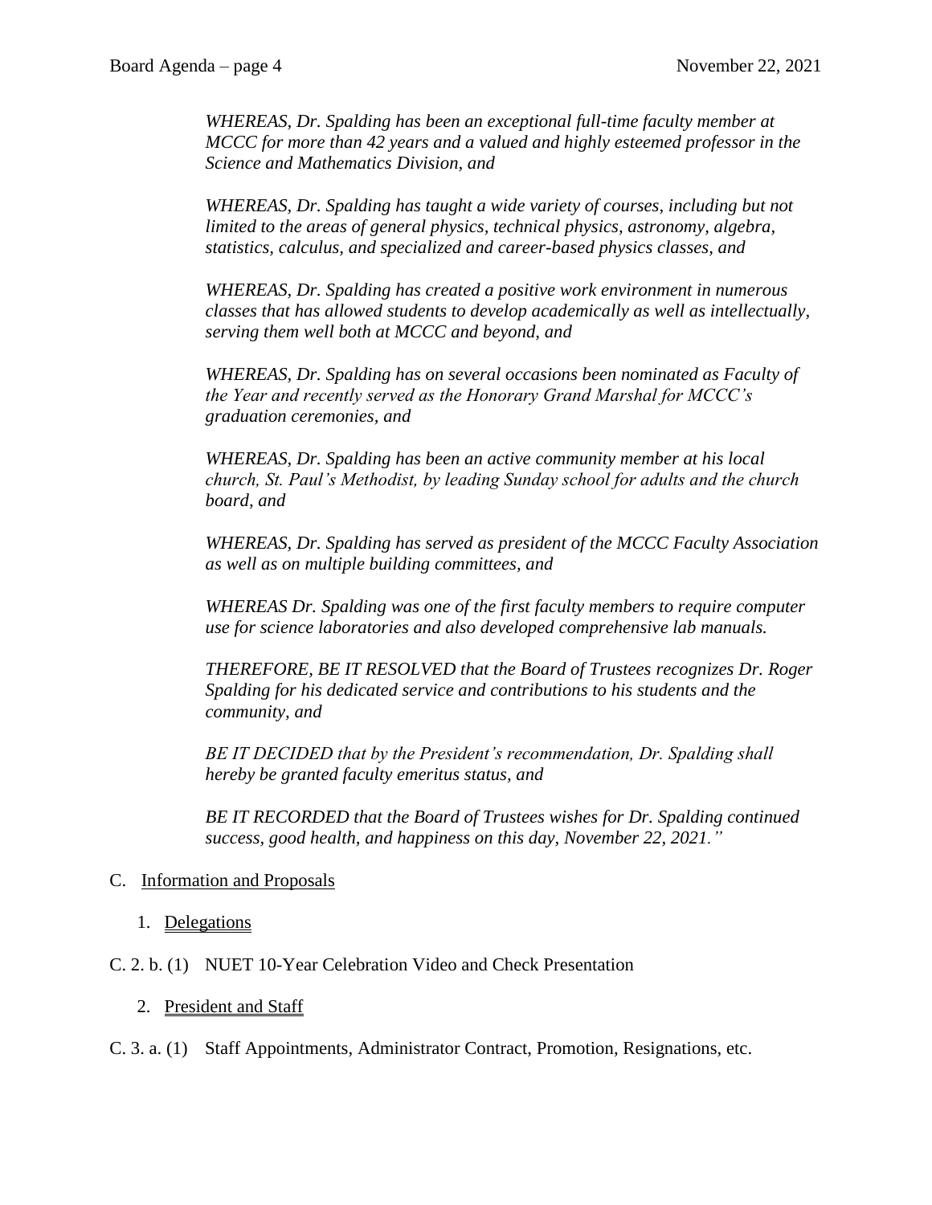*WHEREAS, Dr. Spalding has been an exceptional full-time faculty member at MCCC for more than 42 years and a valued and highly esteemed professor in the Science and Mathematics Division, and*

*WHEREAS, Dr. Spalding has taught a wide variety of courses, including but not limited to the areas of general physics, technical physics, astronomy, algebra, statistics, calculus, and specialized and career-based physics classes, and*

*WHEREAS, Dr. Spalding has created a positive work environment in numerous classes that has allowed students to develop academically as well as intellectually, serving them well both at MCCC and beyond, and*

*WHEREAS, Dr. Spalding has on several occasions been nominated as Faculty of the Year and recently served as the Honorary Grand Marshal for MCCC's graduation ceremonies, and*

*WHEREAS, Dr. Spalding has been an active community member at his local church, St. Paul's Methodist, by leading Sunday school for adults and the church board, and*

*WHEREAS, Dr. Spalding has served as president of the MCCC Faculty Association as well as on multiple building committees, and*

*WHEREAS Dr. Spalding was one of the first faculty members to require computer use for science laboratories and also developed comprehensive lab manuals.*

*THEREFORE, BE IT RESOLVED that the Board of Trustees recognizes Dr. Roger Spalding for his dedicated service and contributions to his students and the community, and*

*BE IT DECIDED that by the President's recommendation, Dr. Spalding shall hereby be granted faculty emeritus status, and*

*BE IT RECORDED that the Board of Trustees wishes for Dr. Spalding continued success, good health, and happiness on this day, November 22, 2021."*

C. Information and Proposals

1. Delegations

C. 2. b. (1) NUET 10-Year Celebration Video and Check Presentation

2. President and Staff

C. 3. a. (1) Staff Appointments, Administrator Contract, Promotion, Resignations, etc.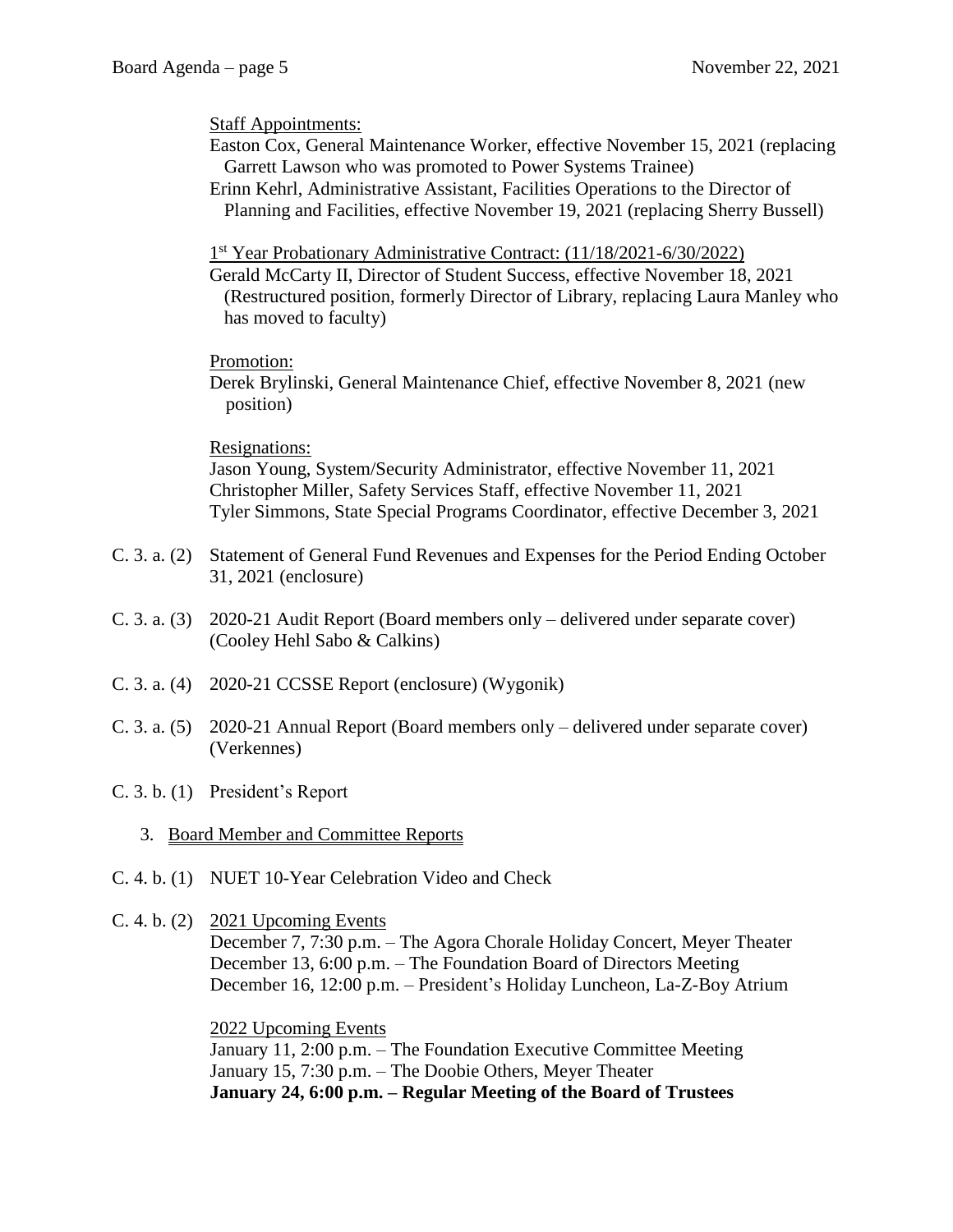Staff Appointments:

Easton Cox, General Maintenance Worker, effective November 15, 2021 (replacing Garrett Lawson who was promoted to Power Systems Trainee)

Erinn Kehrl, Administrative Assistant, Facilities Operations to the Director of Planning and Facilities, effective November 19, 2021 (replacing Sherry Bussell)

1st Year Probationary Administrative Contract: (11/18/2021-6/30/2022)

Gerald McCarty II, Director of Student Success, effective November 18, 2021 (Restructured position, formerly Director of Library, replacing Laura Manley who has moved to faculty)

Promotion:

Derek Brylinski, General Maintenance Chief, effective November 8, 2021 (new position)

Resignations:

Jason Young, System/Security Administrator, effective November 11, 2021
Christopher Miller, Safety Services Staff, effective November 11, 2021
Tyler Simmons, State Special Programs Coordinator, effective December 3, 2021

C. 3. a. (2) Statement of General Fund Revenues and Expenses for the Period Ending October 31, 2021 (enclosure)

C. 3. a. (3) 2020-21 Audit Report (Board members only – delivered under separate cover) (Cooley Hehl Sabo & Calkins)

C. 3. a. (4) 2020-21 CCSSE Report (enclosure) (Wygonik)

C. 3. a. (5) 2020-21 Annual Report (Board members only – delivered under separate cover) (Verkennes)

C. 3. b. (1) President's Report

3. Board Member and Committee Reports

C. 4. b. (1) NUET 10-Year Celebration Video and Check

C. 4. b. (2) 2021 Upcoming Events

December 7, 7:30 p.m. – The Agora Chorale Holiday Concert, Meyer Theater
December 13, 6:00 p.m. – The Foundation Board of Directors Meeting
December 16, 12:00 p.m. – President's Holiday Luncheon, La-Z-Boy Atrium

2022 Upcoming Events

January 11, 2:00 p.m. – The Foundation Executive Committee Meeting
January 15, 7:30 p.m. – The Doobie Others, Meyer Theater
**January 24, 6:00 p.m. – Regular Meeting of the Board of Trustees**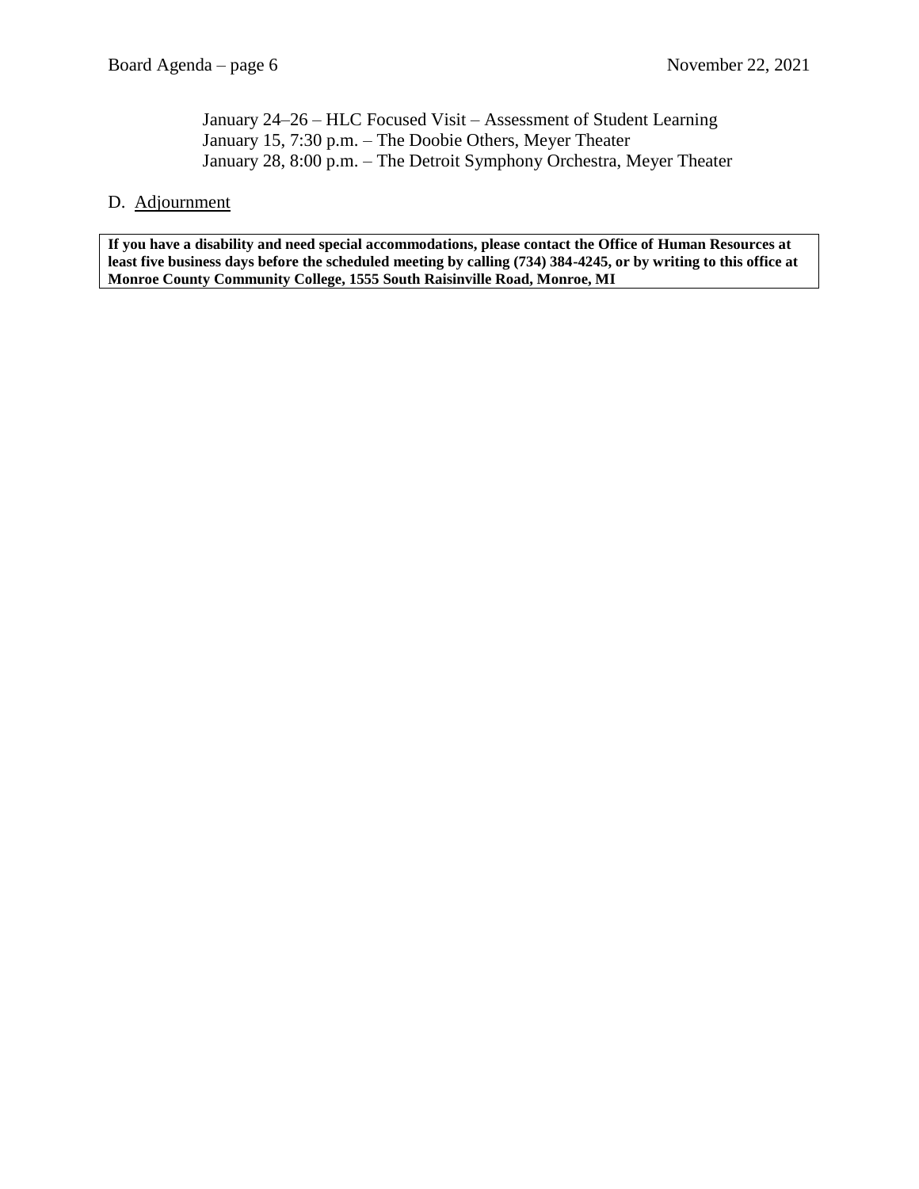January 24–26 – HLC Focused Visit – Assessment of Student Learning
January 15, 7:30 p.m. – The Doobie Others, Meyer Theater
January 28, 8:00 p.m. – The Detroit Symphony Orchestra, Meyer Theater

D. Adjournment

**If you have a disability and need special accommodations, please contact the Office of Human Resources at least five business days before the scheduled meeting by calling (734) 384-4245, or by writing to this office at Monroe County Community College, 1555 South Raisinville Road, Monroe, MI**